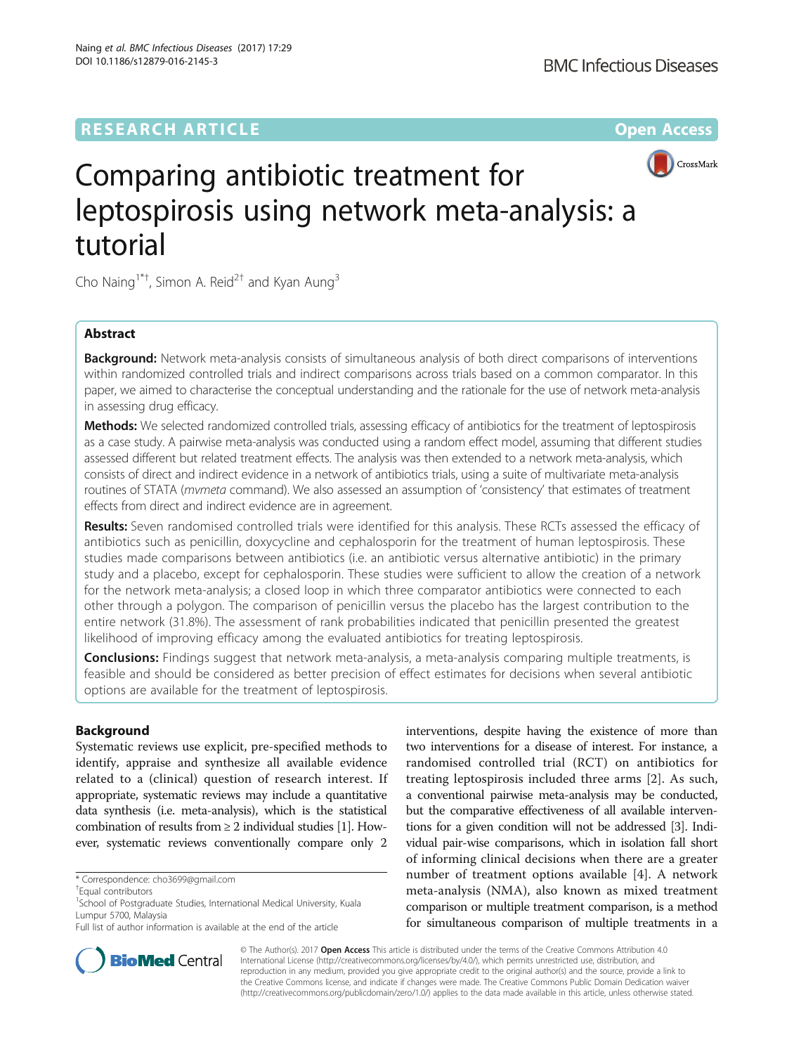RESEARCH ARTICLE

Open Access

# Comparing antibiotic treatment for leptospirosis using network meta-analysis: a tutorial

Cho Naing[1*†], Simon A. Reid[2†] and Kyan Aung[3]

## Abstract

**Background:** Network meta-analysis consists of simultaneous analysis of both direct comparisons of interventions within randomized controlled trials and indirect comparisons across trials based on a common comparator. In this paper, we aimed to characterise the conceptual understanding and the rationale for the use of network meta-analysis in assessing drug efficacy.

**Methods:** We selected randomized controlled trials, assessing efficacy of antibiotics for the treatment of leptospirosis as a case study. A pairwise meta-analysis was conducted using a random effect model, assuming that different studies assessed different but related treatment effects. The analysis was then extended to a network meta-analysis, which consists of direct and indirect evidence in a network of antibiotics trials, using a suite of multivariate meta-analysis routines of STATA (*mvmeta* command). We also assessed an assumption of 'consistency' that estimates of treatment effects from direct and indirect evidence are in agreement.

**Results:** Seven randomised controlled trials were identified for this analysis. These RCTs assessed the efficacy of antibiotics such as penicillin, doxycycline and cephalosporin for the treatment of human leptospirosis. These studies made comparisons between antibiotics (i.e. an antibiotic versus alternative antibiotic) in the primary study and a placebo, except for cephalosporin. These studies were sufficient to allow the creation of a network for the network meta-analysis; a closed loop in which three comparator antibiotics were connected to each other through a polygon. The comparison of penicillin versus the placebo has the largest contribution to the entire network (31.8%). The assessment of rank probabilities indicated that penicillin presented the greatest likelihood of improving efficacy among the evaluated antibiotics for treating leptospirosis.

**Conclusions:** Findings suggest that network meta-analysis, a meta-analysis comparing multiple treatments, is feasible and should be considered as better precision of effect estimates for decisions when several antibiotic options are available for the treatment of leptospirosis.

## Background

Systematic reviews use explicit, pre-specified methods to identify, appraise and synthesize all available evidence related to a (clinical) question of research interest. If appropriate, systematic reviews may include a quantitative data synthesis (i.e. meta-analysis), which is the statistical combination of results from ≥ 2 individual studies [1]. However, systematic reviews conventionally compare only 2 interventions, despite having the existence of more than two interventions for a disease of interest. For instance, a randomised controlled trial (RCT) on antibiotics for treating leptospirosis included three arms [2]. As such, a conventional pairwise meta-analysis may be conducted, but the comparative effectiveness of all available interventions for a given condition will not be addressed [3]. Individual pair-wise comparisons, which in isolation fall short of informing clinical decisions when there are a greater number of treatment options available [4]. A network meta-analysis (NMA), also known as mixed treatment comparison or multiple treatment comparison, is a method for simultaneous comparison of multiple treatments in a

\* Correspondence: cho3699@gmail.com

†Equal contributors

[1]School of Postgraduate Studies, International Medical University, Kuala Lumpur 5700, Malaysia

Full list of author information is available at the end of the article

© The Author(s). 2017 **Open Access** This article is distributed under the terms of the Creative Commons Attribution 4.0 International License (http://creativecommons.org/licenses/by/4.0/), which permits unrestricted use, distribution, and reproduction in any medium, provided you give appropriate credit to the original author(s) and the source, provide a link to the Creative Commons license, and indicate if changes were made. The Creative Commons Public Domain Dedication waiver (http://creativecommons.org/publicdomain/zero/1.0/) applies to the data made available in this article, unless otherwise stated.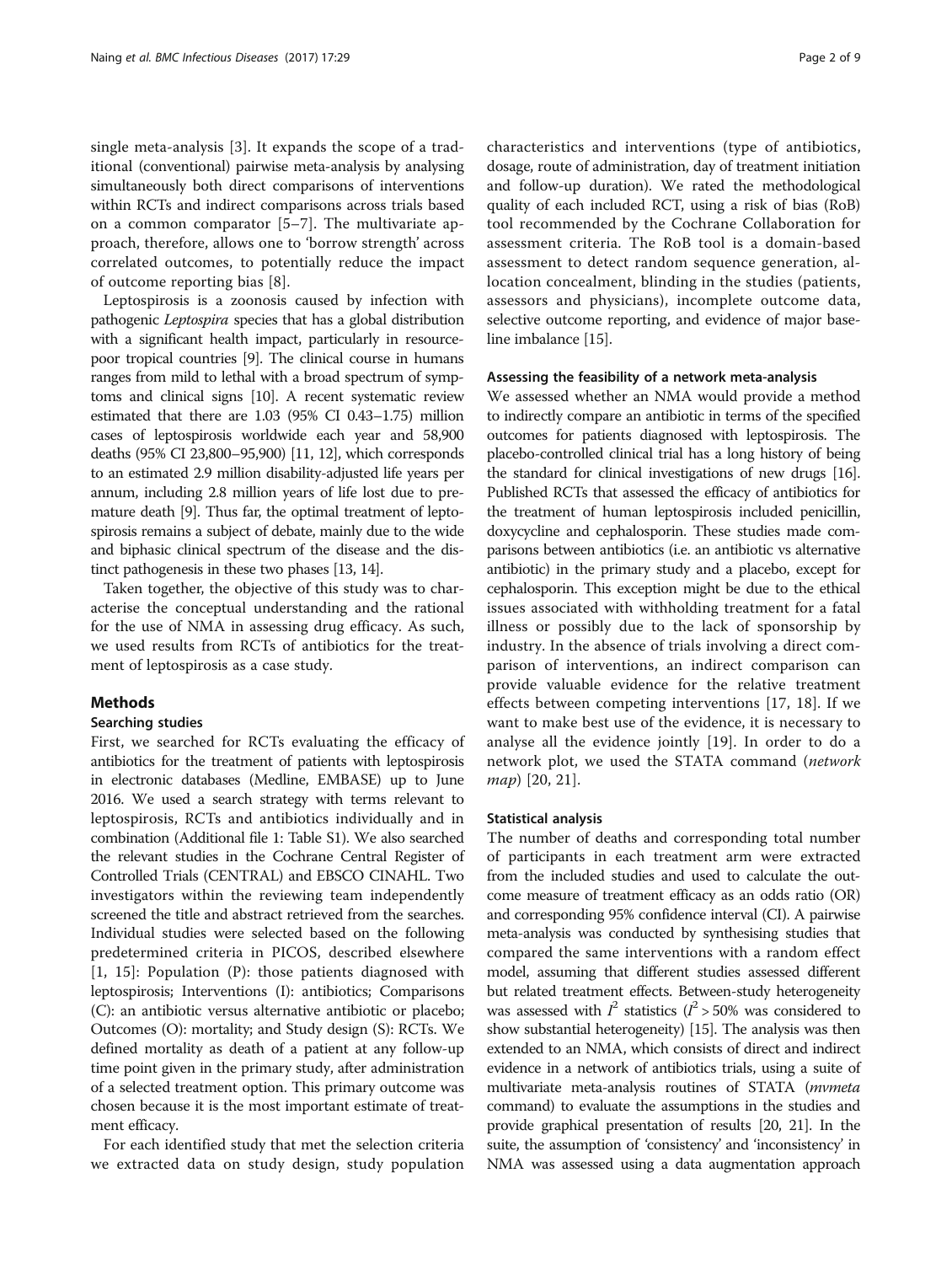single meta-analysis [3]. It expands the scope of a traditional (conventional) pairwise meta-analysis by analysing simultaneously both direct comparisons of interventions within RCTs and indirect comparisons across trials based on a common comparator [5–7]. The multivariate approach, therefore, allows one to 'borrow strength' across correlated outcomes, to potentially reduce the impact of outcome reporting bias [8].

Leptospirosis is a zoonosis caused by infection with pathogenic *Leptospira* species that has a global distribution with a significant health impact, particularly in resource-poor tropical countries [9]. The clinical course in humans ranges from mild to lethal with a broad spectrum of symptoms and clinical signs [10]. A recent systematic review estimated that there are 1.03 (95% CI 0.43–1.75) million cases of leptospirosis worldwide each year and 58,900 deaths (95% CI 23,800–95,900) [11, 12], which corresponds to an estimated 2.9 million disability-adjusted life years per annum, including 2.8 million years of life lost due to premature death [9]. Thus far, the optimal treatment of leptospirosis remains a subject of debate, mainly due to the wide and biphasic clinical spectrum of the disease and the distinct pathogenesis in these two phases [13, 14].

Taken together, the objective of this study was to characterise the conceptual understanding and the rational for the use of NMA in assessing drug efficacy. As such, we used results from RCTs of antibiotics for the treatment of leptospirosis as a case study.

## Methods

### Searching studies

First, we searched for RCTs evaluating the efficacy of antibiotics for the treatment of patients with leptospirosis in electronic databases (Medline, EMBASE) up to June 2016. We used a search strategy with terms relevant to leptospirosis, RCTs and antibiotics individually and in combination (Additional file 1: Table S1). We also searched the relevant studies in the Cochrane Central Register of Controlled Trials (CENTRAL) and EBSCO CINAHL. Two investigators within the reviewing team independently screened the title and abstract retrieved from the searches. Individual studies were selected based on the following predetermined criteria in PICOS, described elsewhere [1, 15]: Population (P): those patients diagnosed with leptospirosis; Interventions (I): antibiotics; Comparisons (C): an antibiotic versus alternative antibiotic or placebo; Outcomes (O): mortality; and Study design (S): RCTs. We defined mortality as death of a patient at any follow-up time point given in the primary study, after administration of a selected treatment option. This primary outcome was chosen because it is the most important estimate of treatment efficacy.

For each identified study that met the selection criteria we extracted data on study design, study population characteristics and interventions (type of antibiotics, dosage, route of administration, day of treatment initiation and follow-up duration). We rated the methodological quality of each included RCT, using a risk of bias (RoB) tool recommended by the Cochrane Collaboration for assessment criteria. The RoB tool is a domain-based assessment to detect random sequence generation, allocation concealment, blinding in the studies (patients, assessors and physicians), incomplete outcome data, selective outcome reporting, and evidence of major baseline imbalance [15].

### Assessing the feasibility of a network meta-analysis

We assessed whether an NMA would provide a method to indirectly compare an antibiotic in terms of the specified outcomes for patients diagnosed with leptospirosis. The placebo-controlled clinical trial has a long history of being the standard for clinical investigations of new drugs [16]. Published RCTs that assessed the efficacy of antibiotics for the treatment of human leptospirosis included penicillin, doxycycline and cephalosporin. These studies made comparisons between antibiotics (i.e. an antibiotic vs alternative antibiotic) in the primary study and a placebo, except for cephalosporin. This exception might be due to the ethical issues associated with withholding treatment for a fatal illness or possibly due to the lack of sponsorship by industry. In the absence of trials involving a direct comparison of interventions, an indirect comparison can provide valuable evidence for the relative treatment effects between competing interventions [17, 18]. If we want to make best use of the evidence, it is necessary to analyse all the evidence jointly [19]. In order to do a network plot, we used the STATA command (*network map*) [20, 21].

### Statistical analysis

The number of deaths and corresponding total number of participants in each treatment arm were extracted from the included studies and used to calculate the outcome measure of treatment efficacy as an odds ratio (OR) and corresponding 95% confidence interval (CI). A pairwise meta-analysis was conducted by synthesising studies that compared the same interventions with a random effect model, assuming that different studies assessed different but related treatment effects. Between-study heterogeneity was assessed with $I^2$ statistics ($I^2 > 50\%$ was considered to show substantial heterogeneity) [15]. The analysis was then extended to an NMA, which consists of direct and indirect evidence in a network of antibiotics trials, using a suite of multivariate meta-analysis routines of STATA (*mvmeta* command) to evaluate the assumptions in the studies and provide graphical presentation of results [20, 21]. In the suite, the assumption of 'consistency' and 'inconsistency' in NMA was assessed using a data augmentation approach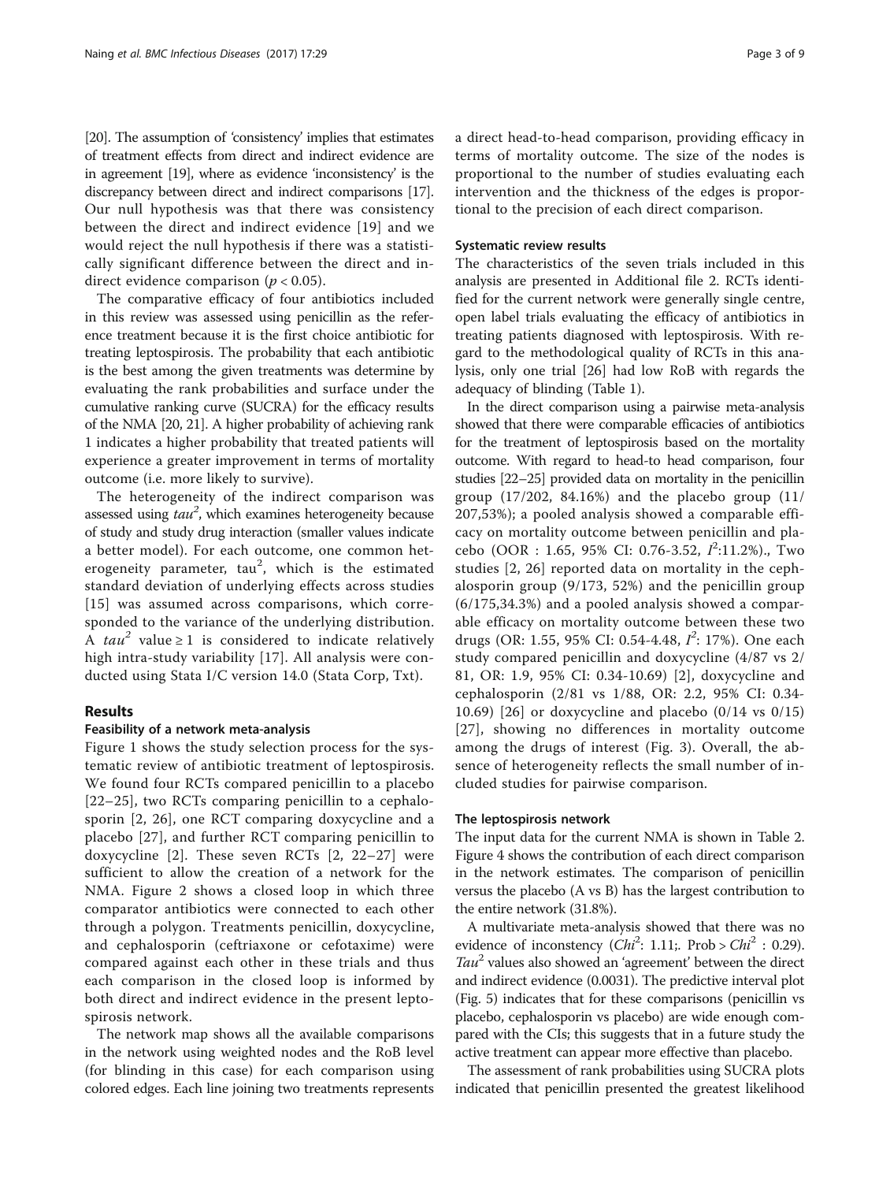[20]. The assumption of 'consistency' implies that estimates of treatment effects from direct and indirect evidence are in agreement [19], where as evidence 'inconsistency' is the discrepancy between direct and indirect comparisons [17]. Our null hypothesis was that there was consistency between the direct and indirect evidence [19] and we would reject the null hypothesis if there was a statistically significant difference between the direct and indirect evidence comparison ($p < 0.05$).

The comparative efficacy of four antibiotics included in this review was assessed using penicillin as the reference treatment because it is the first choice antibiotic for treating leptospirosis. The probability that each antibiotic is the best among the given treatments was determine by evaluating the rank probabilities and surface under the cumulative ranking curve (SUCRA) for the efficacy results of the NMA [20, 21]. A higher probability of achieving rank 1 indicates a higher probability that treated patients will experience a greater improvement in terms of mortality outcome (i.e. more likely to survive).

The heterogeneity of the indirect comparison was assessed using $tau^2$, which examines heterogeneity because of study and study drug interaction (smaller values indicate a better model). For each outcome, one common heterogeneity parameter, $tau^2$, which is the estimated standard deviation of underlying effects across studies [15] was assumed across comparisons, which corresponded to the variance of the underlying distribution. A $tau^2$ value ≥ 1 is considered to indicate relatively high intra-study variability [17]. All analysis were conducted using Stata I/C version 14.0 (Stata Corp, Txt).

## Results

### Feasibility of a network meta-analysis

Figure 1 shows the study selection process for the systematic review of antibiotic treatment of leptospirosis. We found four RCTs compared penicillin to a placebo [22–25], two RCTs comparing penicillin to a cephalosporin [2, 26], one RCT comparing doxycycline and a placebo [27], and further RCT comparing penicillin to doxycycline [2]. These seven RCTs [2, 22–27] were sufficient to allow the creation of a network for the NMA. Figure 2 shows a closed loop in which three comparator antibiotics were connected to each other through a polygon. Treatments penicillin, doxycycline, and cephalosporin (ceftriaxone or cefotaxime) were compared against each other in these trials and thus each comparison in the closed loop is informed by both direct and indirect evidence in the present leptospirosis network.

The network map shows all the available comparisons in the network using weighted nodes and the RoB level (for blinding in this case) for each comparison using colored edges. Each line joining two treatments represents a direct head-to-head comparison, providing efficacy in terms of mortality outcome. The size of the nodes is proportional to the number of studies evaluating each intervention and the thickness of the edges is proportional to the precision of each direct comparison.

### Systematic review results

The characteristics of the seven trials included in this analysis are presented in Additional file 2. RCTs identified for the current network were generally single centre, open label trials evaluating the efficacy of antibiotics in treating patients diagnosed with leptospirosis. With regard to the methodological quality of RCTs in this analysis, only one trial [26] had low RoB with regards the adequacy of blinding (Table 1).

In the direct comparison using a pairwise meta-analysis showed that there were comparable efficacies of antibiotics for the treatment of leptospirosis based on the mortality outcome. With regard to head-to head comparison, four studies [22–25] provided data on mortality in the penicillin group (17/202, 84.16%) and the placebo group (11/207,53%); a pooled analysis showed a comparable efficacy on mortality outcome between penicillin and placebo (OOR : 1.65, 95% CI: 0.76-3.52, $I^2$:11.2%)., Two studies [2, 26] reported data on mortality in the cephalosporin group (9/173, 52%) and the penicillin group (6/175,34.3%) and a pooled analysis showed a comparable efficacy on mortality outcome between these two drugs (OR: 1.55, 95% CI: 0.54-4.48, $I^2$: 17%). One each study compared penicillin and doxycycline (4/87 vs 2/81, OR: 1.9, 95% CI: 0.34-10.69) [2], doxycycline and cephalosporin (2/81 vs 1/88, OR: 2.2, 95% CI: 0.34-10.69) [26] or doxycycline and placebo (0/14 vs 0/15) [27], showing no differences in mortality outcome among the drugs of interest (Fig. 3). Overall, the absence of heterogeneity reflects the small number of included studies for pairwise comparison.

### The leptospirosis network

The input data for the current NMA is shown in Table 2. Figure 4 shows the contribution of each direct comparison in the network estimates. The comparison of penicillin versus the placebo (A vs B) has the largest contribution to the entire network (31.8%).

A multivariate meta-analysis showed that there was no evidence of inconstency ($Chi^2$: 1.11;. Prob > $Chi^2$ : 0.29). $Tau^2$ values also showed an 'agreement' between the direct and indirect evidence (0.0031). The predictive interval plot (Fig. 5) indicates that for these comparisons (penicillin vs placebo, cephalosporin vs placebo) are wide enough compared with the CIs; this suggests that in a future study the active treatment can appear more effective than placebo.

The assessment of rank probabilities using SUCRA plots indicated that penicillin presented the greatest likelihood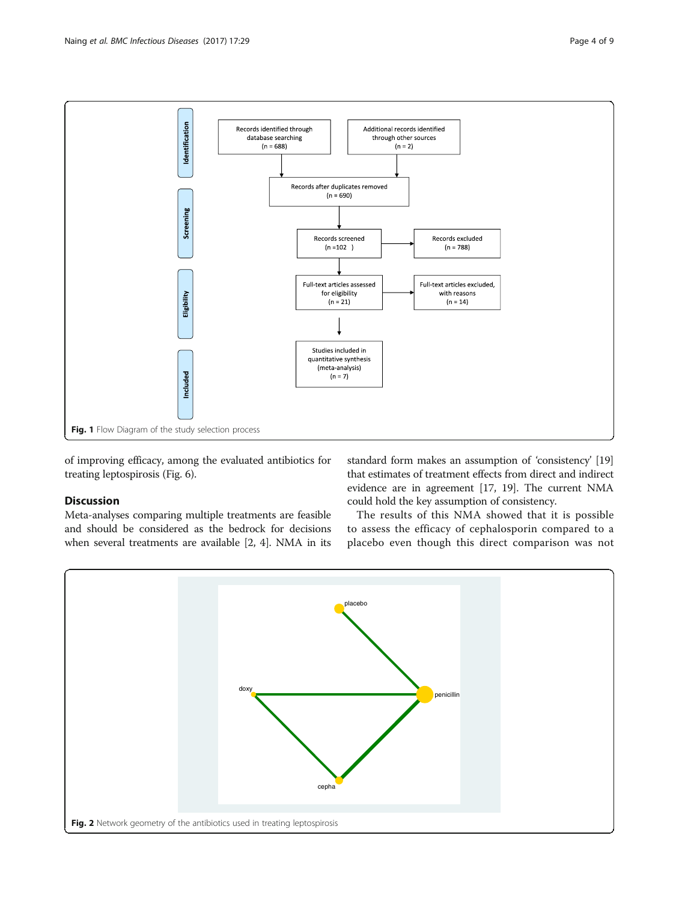Fig. 1 Flow Diagram of the study selection process

of improving efficacy, among the evaluated antibiotics for treating leptospirosis (Fig. 6).

## Discussion

Meta-analyses comparing multiple treatments are feasible and should be considered as the bedrock for decisions when several treatments are available [2, 4]. NMA in its standard form makes an assumption of 'consistency' [19] that estimates of treatment effects from direct and indirect evidence are in agreement [17, 19]. The current NMA could hold the key assumption of consistency.

The results of this NMA showed that it is possible to assess the efficacy of cephalosporin compared to a placebo even though this direct comparison was not

Fig. 2 Network geometry of the antibiotics used in treating leptospirosis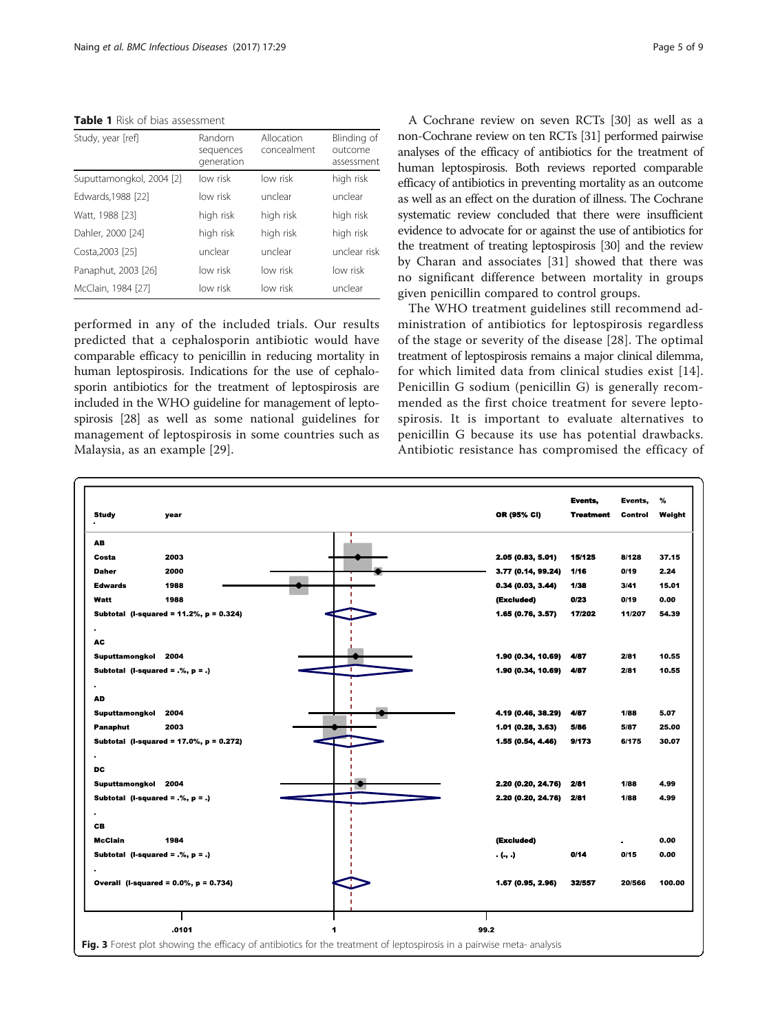**Table 1** Risk of bias assessment

| Study, year [ref] | Random sequences generation | Allocation concealment | Blinding of outcome assessment |
| --- | --- | --- | --- |
| Suputtamongkol, 2004 [2] | low risk | low risk | high risk |
| Edwards,1988 [22] | low risk | unclear | unclear |
| Watt, 1988 [23] | high risk | high risk | high risk |
| Dahler, 2000 [24] | high risk | high risk | high risk |
| Costa,2003 [25] | unclear | unclear | unclear risk |
| Panaphut, 2003 [26] | low risk | low risk | low risk |
| McClain, 1984 [27] | low risk | low risk | unclear |

performed in any of the included trials. Our results predicted that a cephalosporin antibiotic would have comparable efficacy to penicillin in reducing mortality in human leptospirosis. Indications for the use of cephalosporin antibiotics for the treatment of leptospirosis are included in the WHO guideline for management of leptospirosis [28] as well as some national guidelines for management of leptospirosis in some countries such as Malaysia, as an example [29].

A Cochrane review on seven RCTs [30] as well as a non-Cochrane review on ten RCTs [31] performed pairwise analyses of the efficacy of antibiotics for the treatment of human leptospirosis. Both reviews reported comparable efficacy of antibiotics in preventing mortality as an outcome as well as an effect on the duration of illness. The Cochrane systematic review concluded that there were insufficient evidence to advocate for or against the use of antibiotics for the treatment of treating leptospirosis [30] and the review by Charan and associates [31] showed that there was no significant difference between mortality in groups given penicillin compared to control groups.

The WHO treatment guidelines still recommend administration of antibiotics for leptospirosis regardless of the stage or severity of the disease [28]. The optimal treatment of leptospirosis remains a major clinical dilemma, for which limited data from clinical studies exist [14]. Penicillin G sodium (penicillin G) is generally recommended as the first choice treatment for severe leptospirosis. It is important to evaluate alternatives to penicillin G because its use has potential drawbacks. Antibiotic resistance has compromised the efficacy of

| Study | year | OR (95% CI) | Events, Treatment | Events, Control | % Weight |
| --- | --- | --- | --- | --- | --- |
| **AB** | | | | | |
| Costa | 2003 | 2.05 (0.83, 5.01) | 15/125 | 8/128 | 37.15 |
| Daher | 2000 | 3.77 (0.14, 99.24) | 1/16 | 0/19 | 2.24 |
| Edwards | 1988 | 0.34 (0.03, 3.44) | 1/38 | 3/41 | 15.01 |
| Watt | 1988 | (Excluded) | 0/23 | 0/19 | 0.00 |
| Subtotal (I-squared = 11.2%, p = 0.324) | | 1.65 (0.76, 3.57) | 17/202 | 11/207 | 54.39 |
| **AC** | | | | | |
| Suputtamongkol | 2004 | 1.90 (0.34, 10.69) | 4/87 | 2/81 | 10.55 |
| Subtotal (I-squared = .%, p = .) | | 1.90 (0.34, 10.69) | 4/87 | 2/81 | 10.55 |
| **AD** | | | | | |
| Suputtamongkol | 2004 | 4.19 (0.46, 38.29) | 4/87 | 1/88 | 5.07 |
| Panaphut | 2003 | 1.01 (0.28, 3.63) | 5/86 | 5/87 | 25.00 |
| Subtotal (I-squared = 17.0%, p = 0.272) | | 1.55 (0.54, 4.46) | 9/173 | 6/175 | 30.07 |
| **DC** | | | | | |
| Suputtamongkol | 2004 | 2.20 (0.20, 24.76) | 2/81 | 1/88 | 4.99 |
| Subtotal (I-squared = .%, p = .) | | 2.20 (0.20, 24.76) | 2/81 | 1/88 | 4.99 |
| **CB** | | | | | |
| McClain | 1984 | (Excluded) | | . | 0.00 |
| Subtotal (I-squared = .%, p = .) | | . (., .) | 0/14 | 0/15 | 0.00 |
| Overall (I-squared = 0.0%, p = 0.734) | | 1.67 (0.95, 2.96) | 32/557 | 20/566 | 100.00 |

Axis: .0101 — 1 — 99.2

**Fig. 3** Forest plot showing the efficacy of antibiotics for the treatment of leptospirosis in a pairwise meta- analysis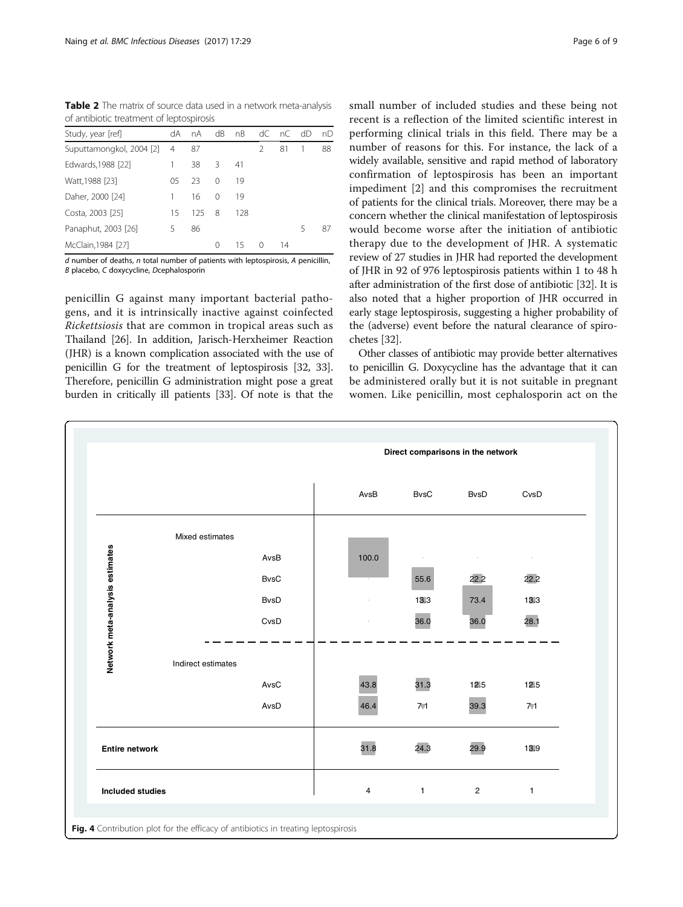**Table 2** The matrix of source data used in a network meta-analysis of antibiotic treatment of leptospirosis

| Study, year [ref] | dA | nA | dB | nB | dC | nC | dD | nD |
|---|---|---|---|---|---|---|---|---|
| Suputtamongkol, 2004 [2] | 4 | 87 | | | 2 | 81 | 1 | 88 |
| Edwards,1988 [22] | 1 | 38 | 3 | 41 | | | | |
| Watt,1988 [23] | 05 | 23 | 0 | 19 | | | | |
| Daher, 2000 [24] | 1 | 16 | 0 | 19 | | | | |
| Costa, 2003 [25] | 15 | 125 | 8 | 128 | | | | |
| Panaphut, 2003 [26] | 5 | 86 | | | | | 5 | 87 |
| McClain,1984 [27] | | | 0 | 15 | 0 | 14 | | |

*d* number of deaths, *n* total number of patients with leptospirosis, *A* penicillin, *B* placebo, *C* doxycycline, *D*cephalosporin

penicillin G against many important bacterial pathogens, and it is intrinsically inactive against coinfected *Rickettsiosis* that are common in tropical areas such as Thailand [26]. In addition, Jarisch-Herxheimer Reaction (JHR) is a known complication associated with the use of penicillin G for the treatment of leptospirosis [32, 33]. Therefore, penicillin G administration might pose a great burden in critically ill patients [33]. Of note is that the small number of included studies and these being not recent is a reflection of the limited scientific interest in performing clinical trials in this field. There may be a number of reasons for this. For instance, the lack of a widely available, sensitive and rapid method of laboratory confirmation of leptospirosis has been an important impediment [2] and this compromises the recruitment of patients for the clinical trials. Moreover, there may be a concern whether the clinical manifestation of leptospirosis would become worse after the initiation of antibiotic therapy due to the development of JHR. A systematic review of 27 studies in JHR had reported the development of JHR in 92 of 976 leptospirosis patients within 1 to 48 h after administration of the first dose of antibiotic [32]. It is also noted that a higher proportion of JHR occurred in early stage leptospirosis, suggesting a higher probability of the (adverse) event before the natural clearance of spirochetes [32].

Other classes of antibiotic may provide better alternatives to penicillin G. Doxycycline has the advantage that it can be administered orally but it is not suitable in pregnant women. Like penicillin, most cephalosporin act on the

| Network meta-analysis estimates | | Direct comparisons in the network: AvsB | BvsC | BvsD | CvsD |
|---|---|---|---|---|---|
| Mixed estimates | AvsB | 100.0 | | | |
| | BvsC | | 55.6 | 22.2 | 22.2 |
| | BvsD | | 13.3 | 73.4 | 13.3 |
| | CvsD | | 36.0 | 36.0 | 28.1 |
| Indirect estimates | AvsC | 43.8 | 31.3 | 12.5 | 12.5 |
| | AvsD | 46.4 | 7.1 | 39.3 | 7.1 |
| **Entire network** | | 31.8 | 24.3 | 29.9 | 13.9 |
| **Included studies** | | 4 | 1 | 2 | 1 |

**Fig. 4** Contribution plot for the efficacy of antibiotics in treating leptospirosis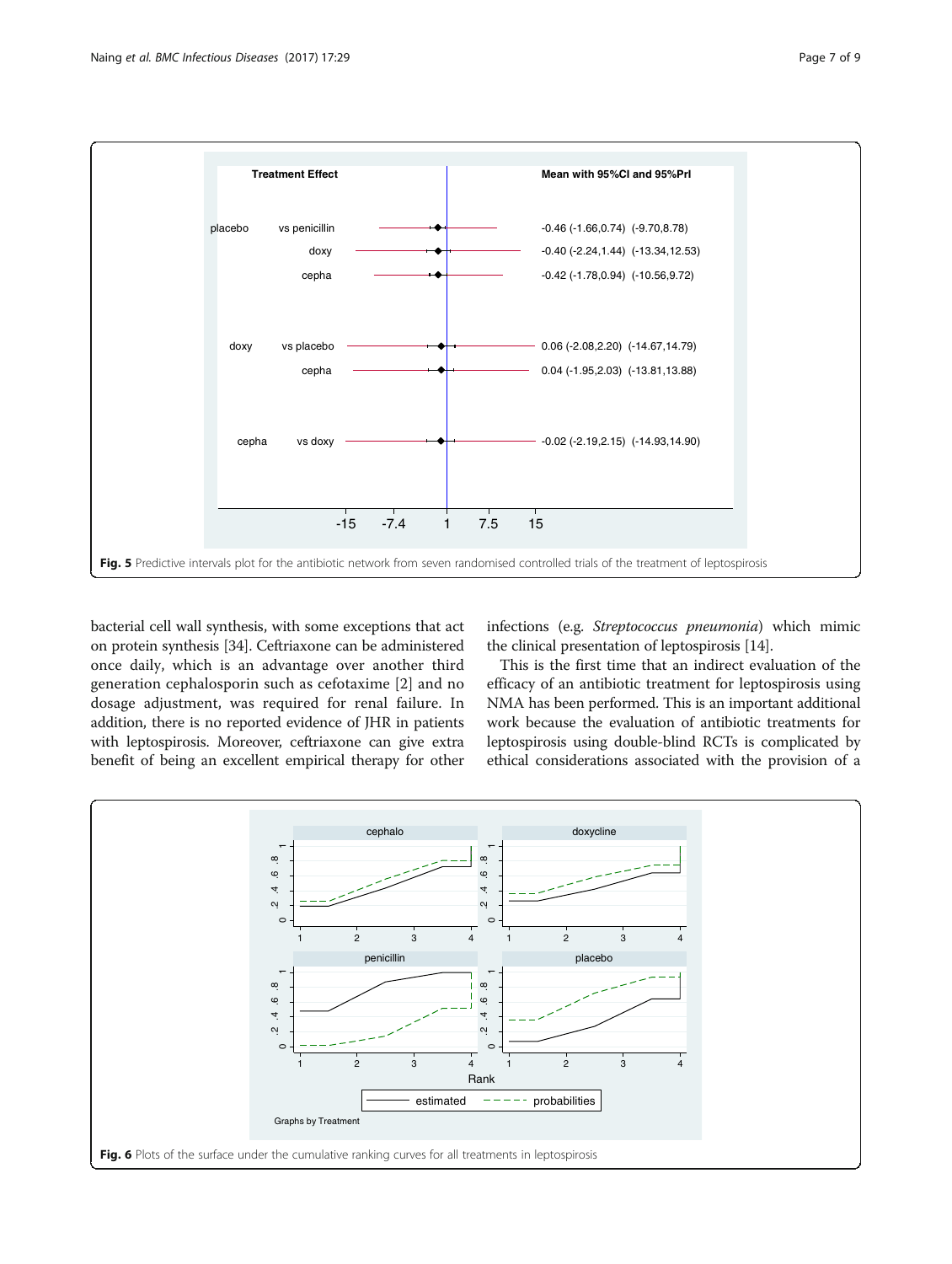Fig. 5 Predictive intervals plot for the antibiotic network from seven randomised controlled trials of the treatment of leptospirosis

bacterial cell wall synthesis, with some exceptions that act on protein synthesis [34]. Ceftriaxone can be administered once daily, which is an advantage over another third generation cephalosporin such as cefotaxime [2] and no dosage adjustment, was required for renal failure. In addition, there is no reported evidence of JHR in patients with leptospirosis. Moreover, ceftriaxone can give extra benefit of being an excellent empirical therapy for other infections (e.g. *Streptococcus pneumonia*) which mimic the clinical presentation of leptospirosis [14].

This is the first time that an indirect evaluation of the efficacy of an antibiotic treatment for leptospirosis using NMA has been performed. This is an important additional work because the evaluation of antibiotic treatments for leptospirosis using double-blind RCTs is complicated by ethical considerations associated with the provision of a

Fig. 6 Plots of the surface under the cumulative ranking curves for all treatments in leptospirosis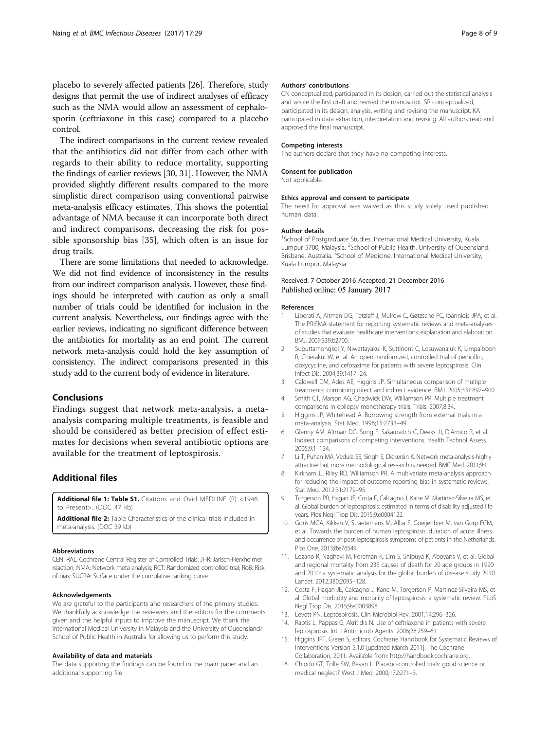placebo to severely affected patients [26]. Therefore, study designs that permit the use of indirect analyses of efficacy such as the NMA would allow an assessment of cephalosporin (ceftriaxone in this case) compared to a placebo control.

The indirect comparisons in the current review revealed that the antibiotics did not differ from each other with regards to their ability to reduce mortality, supporting the findings of earlier reviews [30, 31]. However, the NMA provided slightly different results compared to the more simplistic direct comparison using conventional pairwise meta-analysis efficacy estimates. This shows the potential advantage of NMA because it can incorporate both direct and indirect comparisons, decreasing the risk for possible sponsorship bias [35], which often is an issue for drug trails.

There are some limitations that needed to acknowledge. We did not find evidence of inconsistency in the results from our indirect comparison analysis. However, these findings should be interpreted with caution as only a small number of trials could be identified for inclusion in the current analysis. Nevertheless, our findings agree with the earlier reviews, indicating no significant difference between the antibiotics for mortality as an end point. The current network meta-analysis could hold the key assumption of consistency. The indirect comparisons presented in this study add to the current body of evidence in literature.

## Conclusions

Findings suggest that network meta-analysis, a meta-analysis comparing multiple treatments, is feasible and should be considered as better precision of effect estimates for decisions when several antibiotic options are available for the treatment of leptospirosis.

## Additional files

**Additional file 1: Table S1.** Citations and Ovid MEDLINE (R) <1946 to Present>. (DOC 47 kb)

**Additional file 2:** Table Characteristics of the clinical trials included in meta-analysis. (DOC 39 kb)

#### Abbreviations

CENTRAL: Cochrane Central Register of Controlled Trials; JHR: Jarisch-Herxheimer reaction; NMA: Network meta-analysis; RCT: Randomized controlled trial; RoB: Risk of bias; SUCRA: Surface under the cumulative ranking curve

#### Acknowledgements

We are grateful to the participants and researchers of the primary studies. We thankfully acknowledge the reviewers and the editors for the comments given and the helpful inputs to improve the manuscript. We thank the International Medical University in Malaysia and the University of Queensland/ School of Public Health in Australia for allowing us to perform this study.

#### Availability of data and materials

The data supporting the findings can be found in the main paper and an additional supporting file.

#### Authors' contributions

CN conceptualized, participated in its design, carried out the statistical analysis and wrote the first draft and revised the manuscript. SR conceptualized, participated in its design, analysis, writing and revising the manuscript. KA participated in data extraction, interpretation and revising. All authors read and approved the final manuscript.

#### Competing interests

The authors declare that they have no competing interests.

#### Consent for publication

Not applicable.

#### Ethics approval and consent to participate

The need for approval was waived as this study solely used published human data.

#### Author details

[1]School of Postgraduate Studies, International Medical University, Kuala Lumpur 5700, Malaysia. [2]School of Public Health, University of Queensland, Brisbane, Australia. [3]School of Medicine, International Medical University, Kuala Lumpur, Malaysia.

Received: 7 October 2016 Accepted: 21 December 2016
Published online: 05 January 2017

#### References

1. Liberati A, Altman DG, Tetzlaff J, Mulrow C, Gøtzsche PC, Ioannidis JPA, et al. The PRISMA statement for reporting systematic reviews and meta-analyses of studies that evaluate healthcare interventions: explanation and elaboration. BMJ. 2009;339:b2700.
2. Suputtamongkol Y, Niwattayakul K, Suttinont C, Losuwanaluk K, Limpaiboon R, Chierakul W, et al. An open, randomized, controlled trial of penicillin, doxycycline, and cefotaxime for patients with severe leptospirosis. Clin Infect Dis. 2004;39:1417–24.
3. Caldwell DM, Ades AE, Higgins JP. Simultaneous comparison of multiple treatments: combining direct and indirect evidence. BMJ. 2005;331:897–900.
4. Smith CT, Marson AG, Chadwick DW, Williamson PR. Multiple treatment comparisons in epilepsy monotherapy trials. Trials. 2007;8:34.
5. Higgins JP, Whitehead A. Borrowing strength from external trials in a meta-analysis. Stat Med. 1996;15:2733–49.
6. Glenny AM, Altman DG, Song F, Sakarovitch C, Deeks JJ, D'Amico R, et al. Indirect comparisons of competing interventions. Health Technol Assess. 2005;9:1–134.
7. Li T, Puhan MA, Vedula SS, Singh S, Dickersin K. Network meta-analysis-highly attractive but more methodological research is needed. BMC Med. 2011;9:1.
8. Kirkham JJ, Riley RD, Williamson PR. A multivariate meta-analysis approach for reducing the impact of outcome reporting bias in systematic reviews. Stat Med. 2012;31:2179–95.
9. Torgerson PR, Hagan JE, Costa F, Calcagno J, Kane M, Martinez-Silveira MS, et al. Global burden of leptospirosis: estimated in terms of disability adjusted life years. Plos Negl Trop Dis. 2015;9:e0004122.
10. Goris MGA, Kikken V, Straetemans M, Alba S, Goeijenbier M, van Gorp ECM, et al. Towards the burden of human leptospirosis: duration of acute illness and occurrence of post-leptospirosis symptoms of patients in the Netherlands. Plos One. 2013;8:e76549.
11. Lozano R, Naghavi M, Foreman K, Lim S, Shibuya K, Aboyans V, et al. Global and regional mortality from 235 causes of death for 20 age groups in 1990 and 2010: a systematic analysis for the global burden of disease study 2010. Lancet. 2012;380:2095–128.
12. Costa F, Hagan JE, Calcagno J, Kane M, Torgerson P, Martinez-Silveira MS, et al. Global morbidity and mortality of leptospirosis: a systematic review. PLoS Negl Trop Dis. 2015;9:e0003898.
13. Levett PN. Leptospirosis. Clin Microbiol Rev. 2001;14:296–326.
14. Raptis L, Pappas G, Akritidis N. Use of ceftriaxone in patients with severe leptospirosis. Int J Antimicrob Agents. 2006;28:259–61.
15. Higgins JPT, Green S, editors. Cochrane Handbook for Systematic Reviews of Interventions Version 5.1.0 [updated March 2011]. The Cochrane Collaboration, 2011. Available from: http://handbook.cochrane.org.
16. Chiodo GT, Tolle SW, Bevan L. Placebo-controlled trials: good science or medical neglect? West J Med. 2000;172:271–3.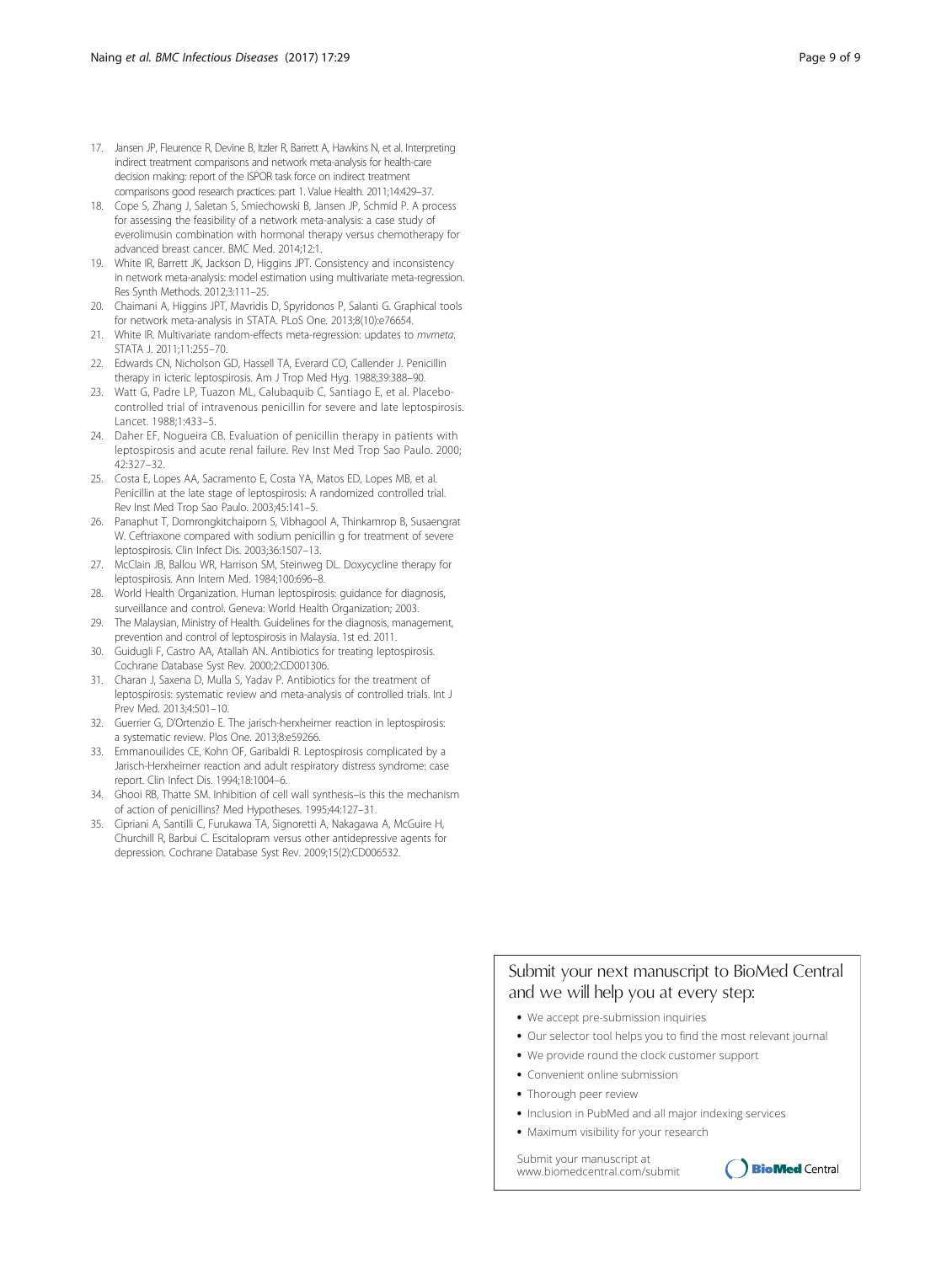17. Jansen JP, Fleurence R, Devine B, Itzler R, Barrett A, Hawkins N, et al. Interpreting indirect treatment comparisons and network meta-analysis for health-care decision making: report of the ISPOR task force on indirect treatment comparisons good research practices: part 1. Value Health. 2011;14:429–37.
18. Cope S, Zhang J, Saletan S, Smiechowski B, Jansen JP, Schmid P. A process for assessing the feasibility of a network meta-analysis: a case study of everolimusin combination with hormonal therapy versus chemotherapy for advanced breast cancer. BMC Med. 2014;12:1.
19. White IR, Barrett JK, Jackson D, Higgins JPT. Consistency and inconsistency in network meta-analysis: model estimation using multivariate meta-regression. Res Synth Methods. 2012;3:111–25.
20. Chaimani A, Higgins JPT, Mavridis D, Spyridonos P, Salanti G. Graphical tools for network meta-analysis in STATA. PLoS One. 2013;8(10):e76654.
21. White IR. Multivariate random-effects meta-regression: updates to *mvmeta*. STATA J. 2011;11:255–70.
22. Edwards CN, Nicholson GD, Hassell TA, Everard CO, Callender J. Penicillin therapy in icteric leptospirosis. Am J Trop Med Hyg. 1988;39:388–90.
23. Watt G, Padre LP, Tuazon ML, Calubaquib C, Santiago E, et al. Placebo-controlled trial of intravenous penicillin for severe and late leptospirosis. Lancet. 1988;1:433–5.
24. Daher EF, Nogueira CB. Evaluation of penicillin therapy in patients with leptospirosis and acute renal failure. Rev Inst Med Trop Sao Paulo. 2000; 42:327–32.
25. Costa E, Lopes AA, Sacramento E, Costa YA, Matos ED, Lopes MB, et al. Penicillin at the late stage of leptospirosis: A randomized controlled trial. Rev Inst Med Trop Sao Paulo. 2003;45:141–5.
26. Panaphut T, Domrongkitchaiporn S, Vibhagool A, Thinkamrop B, Susaengrat W. Ceftriaxone compared with sodium penicillin g for treatment of severe leptospirosis. Clin Infect Dis. 2003;36:1507–13.
27. McClain JB, Ballou WR, Harrison SM, Steinweg DL. Doxycycline therapy for leptospirosis. Ann Intern Med. 1984;100:696–8.
28. World Health Organization. Human leptospirosis: guidance for diagnosis, surveillance and control. Geneva: World Health Organization; 2003.
29. The Malaysian, Ministry of Health. Guidelines for the diagnosis, management, prevention and control of leptospirosis in Malaysia. 1st ed. 2011.
30. Guidugli F, Castro AA, Atallah AN. Antibiotics for treating leptospirosis. Cochrane Database Syst Rev. 2000;2:CD001306.
31. Charan J, Saxena D, Mulla S, Yadav P. Antibiotics for the treatment of leptospirosis: systematic review and meta-analysis of controlled trials. Int J Prev Med. 2013;4:501–10.
32. Guerrier G, D'Ortenzio E. The jarisch-herxheimer reaction in leptospirosis: a systematic review. Plos One. 2013;8:e59266.
33. Emmanouilides CE, Kohn OF, Garibaldi R. Leptospirosis complicated by a Jarisch-Herxheimer reaction and adult respiratory distress syndrome: case report. Clin Infect Dis. 1994;18:1004–6.
34. Ghooi RB, Thatte SM. Inhibition of cell wall synthesis–is this the mechanism of action of penicillins? Med Hypotheses. 1995;44:127–31.
35. Cipriani A, Santilli C, Furukawa TA, Signoretti A, Nakagawa A, McGuire H, Churchill R, Barbui C. Escitalopram versus other antidepressive agents for depression. Cochrane Database Syst Rev. 2009;15(2):CD006532.

Submit your next manuscript to BioMed Central and we will help you at every step:

- We accept pre-submission inquiries
- Our selector tool helps you to find the most relevant journal
- We provide round the clock customer support
- Convenient online submission
- Thorough peer review
- Inclusion in PubMed and all major indexing services
- Maximum visibility for your research

Submit your manuscript at www.biomedcentral.com/submit

BioMed Central